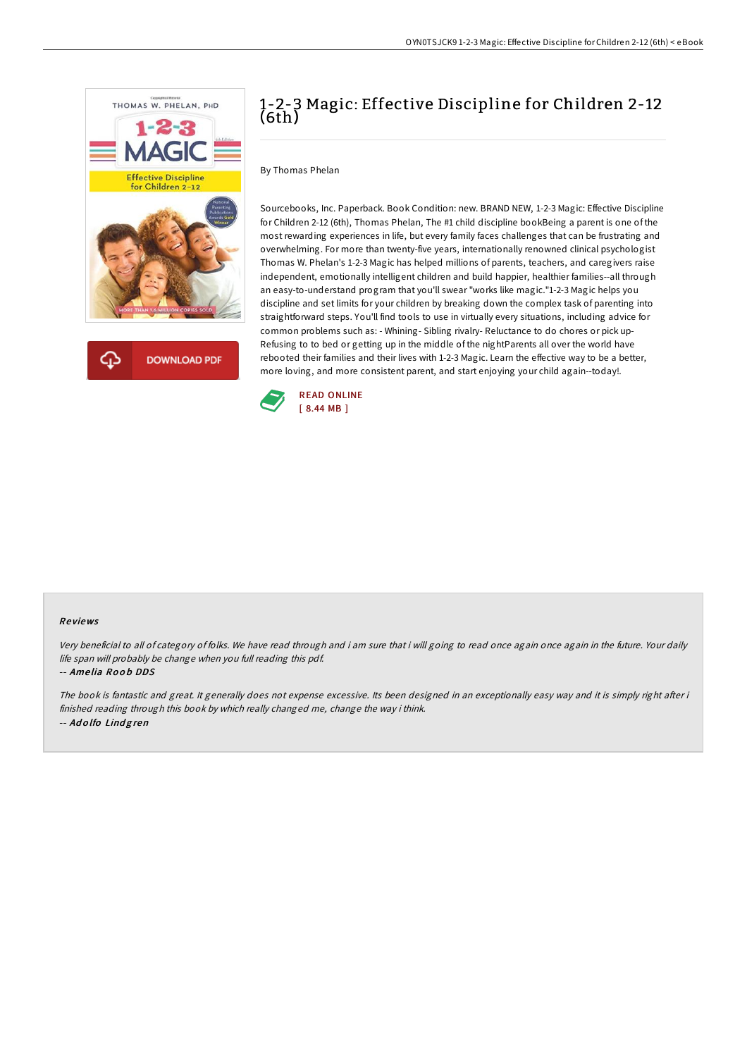# 1-2-3 Magic: Effective Discipline for Children 2-12 (6th)

By Thomas Phelan

Sourcebooks, Inc. Paperback. Book Condition: new. BRAND NEW, 1-2-3 Magic: Effective Discipline for Children 2-12 (6th), Thomas Phelan, The #1 child discipline bookBeing a parent is one of the most rewarding experiences in life, but every family faces challenges that can be frustrating and overwhelming. For more than twenty-five years, internationally renowned clinical psychologist Thomas W. Phelan's 1-2-3 Magic has helped millions of parents, teachers, and caregivers raise independent, emotionally intelligent children and build happier, healthier families--all through an easy-to-understand program that you'll swear "works like magic."1-2-3 Magic helps you discipline and set limits for your children by breaking down the complex task of parenting into straightforward steps. You'll find tools to use in virtually every situation, including advice for common problems such as: - Whining- Sibling rivalry- Reluctance to do chores or pick up- Refusing to to bed or getting up in the middle of the nightParents all over the world have rebooted their families and their lives with 1-2-3 Magic. Learn the effective way to be a better, more loving, and more consistent parent, and start enjoying your child again--today!.

DOWNLOAD PDF

READ ONLINE
[ 8.44 MB ]

## Reviews

*Very beneficial to all of category of folks. We have read through and i am sure that i will going to read once again once again in the future. Your daily life span will probably be change when you full reading this pdf.*

-- ***Amelia Roob DDS***

*The book is fantastic and great. It generally does not expense excessive. Its been designed in an exceptionally easy way and it is simply right after i finished reading through this book by which really changed me, change the way i think.*

-- ***Adolfo Lindgren***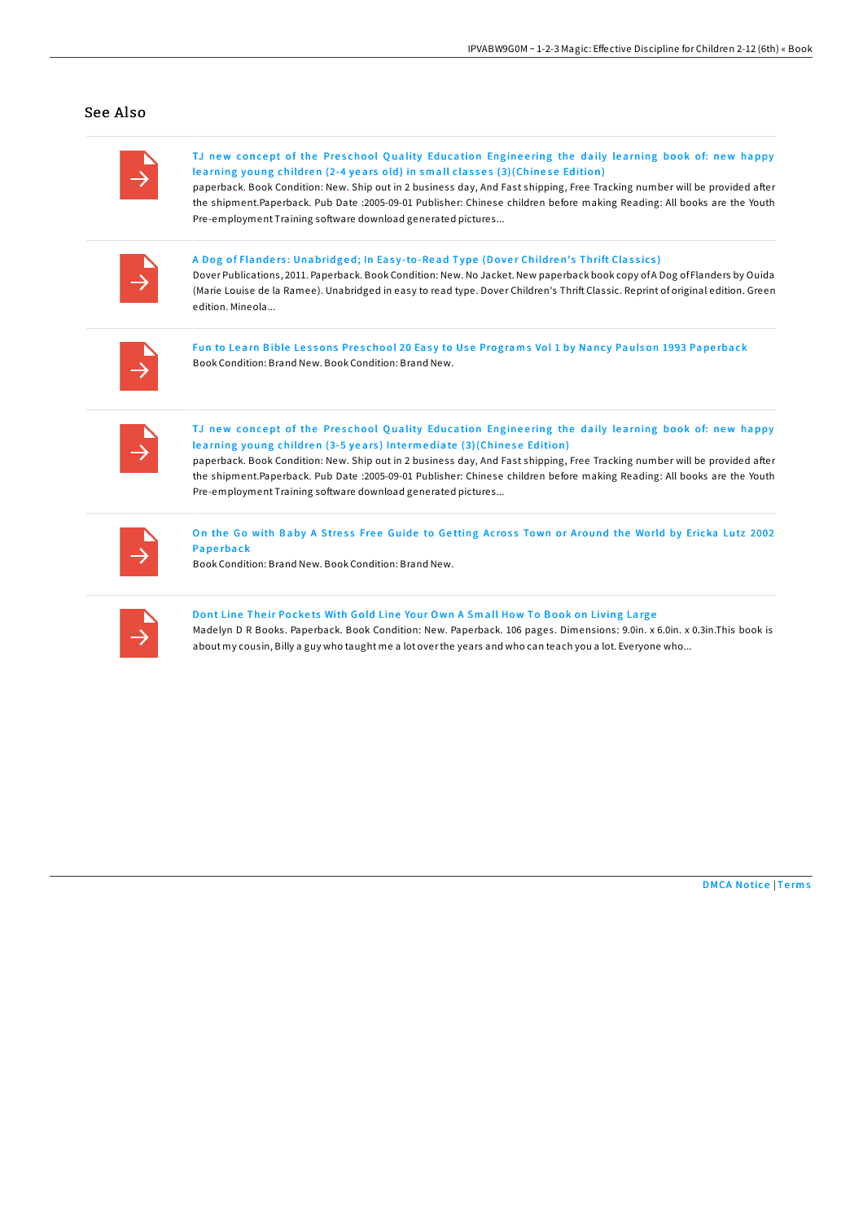## See Also

**TJ new concept of the Preschool Quality Education Engineering the daily learning book of: new happy learning young children (2-4 years old) in small classes (3)(Chinese Edition)**

paperback. Book Condition: New. Ship out in 2 business day, And Fast shipping, Free Tracking number will be provided after the shipment.Paperback. Pub Date :2005-09-01 Publisher: Chinese children before making Reading: All books are the Youth Pre-employment Training software download generated pictures...

**A Dog of Flanders: Unabridged; In Easy-to-Read Type (Dover Children's Thrift Classics)**

Dover Publications, 2011. Paperback. Book Condition: New. No Jacket. New paperback book copy of A Dog of Flanders by Ouida (Marie Louise de la Ramee). Unabridged in easy to read type. Dover Children's Thrift Classic. Reprint of original edition. Green edition. Mineola...

**Fun to Learn Bible Lessons Preschool 20 Easy to Use Programs Vol 1 by Nancy Paulson 1993 Paperback**

Book Condition: Brand New. Book Condition: Brand New.

**TJ new concept of the Preschool Quality Education Engineering the daily learning book of: new happy learning young children (3-5 years) Intermediate (3)(Chinese Edition)**

paperback. Book Condition: New. Ship out in 2 business day, And Fast shipping, Free Tracking number will be provided after the shipment.Paperback. Pub Date :2005-09-01 Publisher: Chinese children before making Reading: All books are the Youth Pre-employment Training software download generated pictures...

**On the Go with Baby A Stress Free Guide to Getting Across Town or Around the World by Ericka Lutz 2002 Paperback**

Book Condition: Brand New. Book Condition: Brand New.

**Dont Line Their Pockets With Gold Line Your Own A Small How To Book on Living Large**

Madelyn D R Books. Paperback. Book Condition: New. Paperback. 106 pages. Dimensions: 9.0in. x 6.0in. x 0.3in.This book is about my cousin, Billy a guy who taught me a lot over the years and who can teach you a lot. Everyone who...

DMCA Notice | Terms